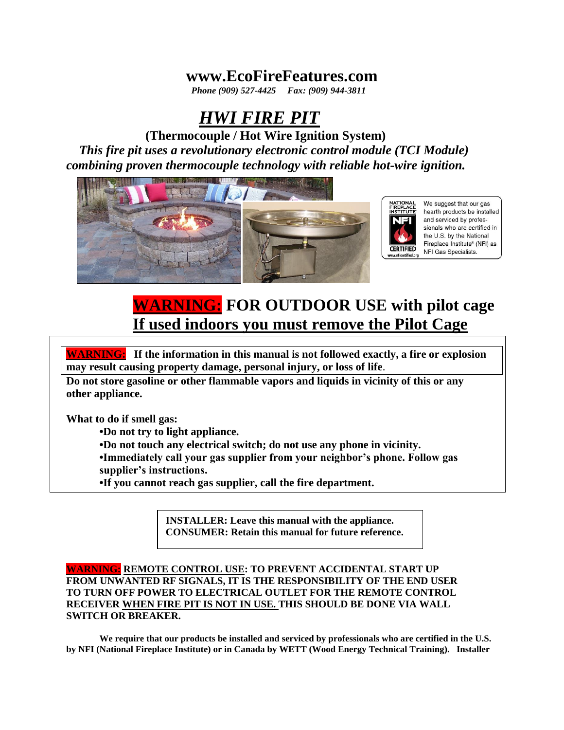# www.EcoFireFeatures.com

*Phone (909) 527-4425 Fax: (909) 944-3811*

# *HWI FIRE PIT*

**(Thermocouple / Hot Wire Ignition System)**

***This fire pit uses a revolutionary electronic control module (TCI Module) combining proven thermocouple technology with reliable hot-wire ignition.***

NATIONAL FIREPLACE INSTITUTE NFI CERTIFIED www.nficertified.org

We suggest that our gas hearth products be installed and serviced by professionals who are certified in the U.S. by the National Fireplace Institute® (NFI) as NFI Gas Specialists.

## WARNING: FOR OUTDOOR USE with pilot cage
## If used indoors you must remove the Pilot Cage

**WARNING: If the information in this manual is not followed exactly, a fire or explosion may result causing property damage, personal injury, or loss of life.**

**Do not store gasoline or other flammable vapors and liquids in vicinity of this or any other appliance.**

**What to do if smell gas:**

- **Do not try to light appliance.**
- **Do not touch any electrical switch; do not use any phone in vicinity.**
- **Immediately call your gas supplier from your neighbor's phone. Follow gas supplier's instructions.**
- **If you cannot reach gas supplier, call the fire department.**

**INSTALLER: Leave this manual with the appliance.**
**CONSUMER: Retain this manual for future reference.**

**WARNING: REMOTE CONTROL USE: TO PREVENT ACCIDENTAL START UP FROM UNWANTED RF SIGNALS, IT IS THE RESPONSIBILITY OF THE END USER TO TURN OFF POWER TO ELECTRICAL OUTLET FOR THE REMOTE CONTROL RECEIVER WHEN FIRE PIT IS NOT IN USE. THIS SHOULD BE DONE VIA WALL SWITCH OR BREAKER.**

**We require that our products be installed and serviced by professionals who are certified in the U.S. by NFI (National Fireplace Institute) or in Canada by WETT (Wood Energy Technical Training). Installer**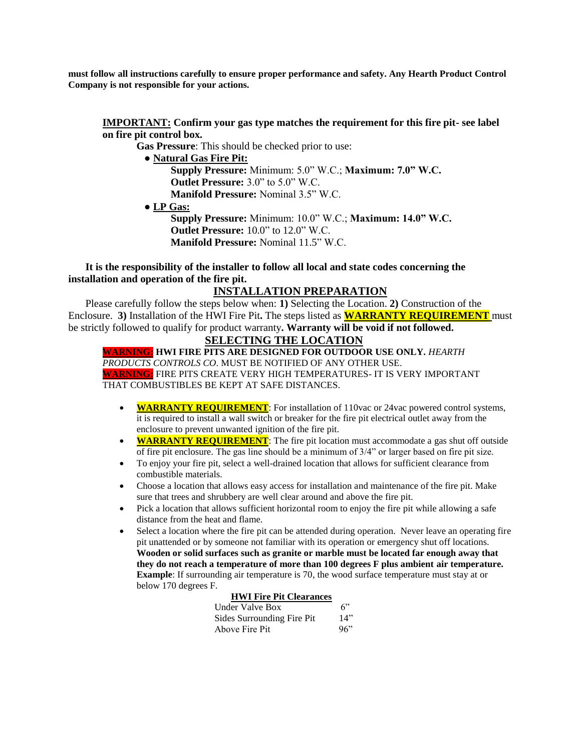**must follow all instructions carefully to ensure proper performance and safety. Any Hearth Product Control Company is not responsible for your actions.**

**IMPORTANT: Confirm your gas type matches the requirement for this fire pit- see label on fire pit control box.**

**Gas Pressure**: This should be checked prior to use:

- **Natural Gas Fire Pit:**
  - **Supply Pressure:** Minimum: 5.0" W.C.; **Maximum: 7.0" W.C.**
  - **Outlet Pressure:** 3.0" to 5.0" W.C.
  - **Manifold Pressure:** Nominal 3.5" W.C.
- **LP Gas:**
  - **Supply Pressure:** Minimum: 10.0" W.C.; **Maximum: 14.0" W.C.**
  - **Outlet Pressure:** 10.0" to 12.0" W.C.
  - **Manifold Pressure:** Nominal 11.5" W.C.

**It is the responsibility of the installer to follow all local and state codes concerning the installation and operation of the fire pit.**

## INSTALLATION PREPARATION

Please carefully follow the steps below when: **1)** Selecting the Location. **2)** Construction of the Enclosure. **3)** Installation of the HWI Fire Pit**.** The steps listed as **WARRANTY REQUIREMENT** must be strictly followed to qualify for product warranty**. Warranty will be void if not followed.**

## SELECTING THE LOCATION

**WARNING: HWI FIRE PITS ARE DESIGNED FOR OUTDOOR USE ONLY.** *HEARTH PRODUCTS CONTROLS CO*. MUST BE NOTIFIED OF ANY OTHER USE.
**WARNING:** FIRE PITS CREATE VERY HIGH TEMPERATURES- IT IS VERY IMPORTANT THAT COMBUSTIBLES BE KEPT AT SAFE DISTANCES.

- **WARRANTY REQUIREMENT**: For installation of 110vac or 24vac powered control systems, it is required to install a wall switch or breaker for the fire pit electrical outlet away from the enclosure to prevent unwanted ignition of the fire pit.
- **WARRANTY REQUIREMENT**: The fire pit location must accommodate a gas shut off outside of fire pit enclosure. The gas line should be a minimum of 3/4" or larger based on fire pit size.
- To enjoy your fire pit, select a well-drained location that allows for sufficient clearance from combustible materials.
- Choose a location that allows easy access for installation and maintenance of the fire pit. Make sure that trees and shrubbery are well clear around and above the fire pit.
- Pick a location that allows sufficient horizontal room to enjoy the fire pit while allowing a safe distance from the heat and flame.
- Select a location where the fire pit can be attended during operation. Never leave an operating fire pit unattended or by someone not familiar with its operation or emergency shut off locations. **Wooden or solid surfaces such as granite or marble must be located far enough away that they do not reach a temperature of more than 100 degrees F plus ambient air temperature. Example**: If surrounding air temperature is 70, the wood surface temperature must stay at or below 170 degrees F.

| **HWI Fire Pit Clearances** | |
|---|---|
| Under Valve Box | 6" |
| Sides Surrounding Fire Pit | 14" |
| Above Fire Pit | 96" |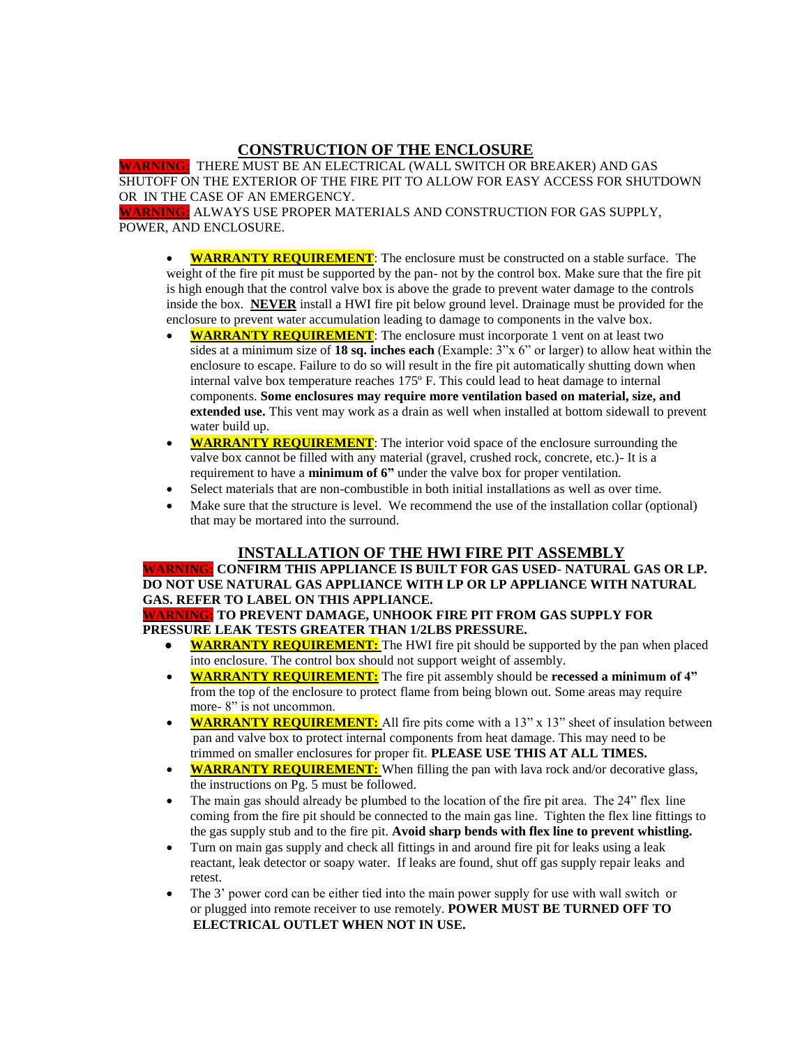## CONSTRUCTION OF THE ENCLOSURE

**WARNING:** THERE MUST BE AN ELECTRICAL (WALL SWITCH OR BREAKER) AND GAS SHUTOFF ON THE EXTERIOR OF THE FIRE PIT TO ALLOW FOR EASY ACCESS FOR SHUTDOWN OR IN THE CASE OF AN EMERGENCY.

**WARNING:** ALWAYS USE PROPER MATERIALS AND CONSTRUCTION FOR GAS SUPPLY, POWER, AND ENCLOSURE.

- **WARRANTY REQUIREMENT**: The enclosure must be constructed on a stable surface. The weight of the fire pit must be supported by the pan- not by the control box. Make sure that the fire pit is high enough that the control valve box is above the grade to prevent water damage to the controls inside the box. **NEVER** install a HWI fire pit below ground level. Drainage must be provided for the enclosure to prevent water accumulation leading to damage to components in the valve box.
- **WARRANTY REQUIREMENT**: The enclosure must incorporate 1 vent on at least two sides at a minimum size of **18 sq. inches each** (Example: 3"x 6" or larger) to allow heat within the enclosure to escape. Failure to do so will result in the fire pit automatically shutting down when internal valve box temperature reaches 175º F. This could lead to heat damage to internal components. **Some enclosures may require more ventilation based on material, size, and extended use.** This vent may work as a drain as well when installed at bottom sidewall to prevent water build up.
- **WARRANTY REQUIREMENT**: The interior void space of the enclosure surrounding the valve box cannot be filled with any material (gravel, crushed rock, concrete, etc.)- It is a requirement to have a **minimum of 6"** under the valve box for proper ventilation.
- Select materials that are non-combustible in both initial installations as well as over time.
- Make sure that the structure is level. We recommend the use of the installation collar (optional) that may be mortared into the surround.

## INSTALLATION OF THE HWI FIRE PIT ASSEMBLY

**WARNING: CONFIRM THIS APPLIANCE IS BUILT FOR GAS USED- NATURAL GAS OR LP. DO NOT USE NATURAL GAS APPLIANCE WITH LP OR LP APPLIANCE WITH NATURAL GAS. REFER TO LABEL ON THIS APPLIANCE.**

**WARNING: TO PREVENT DAMAGE, UNHOOK FIRE PIT FROM GAS SUPPLY FOR PRESSURE LEAK TESTS GREATER THAN 1/2LBS PRESSURE.**

- **WARRANTY REQUIREMENT:** The HWI fire pit should be supported by the pan when placed into enclosure. The control box should not support weight of assembly.
- **WARRANTY REQUIREMENT:** The fire pit assembly should be **recessed a minimum of 4"** from the top of the enclosure to protect flame from being blown out. Some areas may require more- 8" is not uncommon.
- **WARRANTY REQUIREMENT:** All fire pits come with a 13" x 13" sheet of insulation between pan and valve box to protect internal components from heat damage. This may need to be trimmed on smaller enclosures for proper fit. **PLEASE USE THIS AT ALL TIMES.**
- **WARRANTY REQUIREMENT:** When filling the pan with lava rock and/or decorative glass, the instructions on Pg. 5 must be followed.
- The main gas should already be plumbed to the location of the fire pit area. The 24" flex line coming from the fire pit should be connected to the main gas line. Tighten the flex line fittings to the gas supply stub and to the fire pit. **Avoid sharp bends with flex line to prevent whistling.**
- Turn on main gas supply and check all fittings in and around fire pit for leaks using a leak reactant, leak detector or soapy water. If leaks are found, shut off gas supply repair leaks and retest.
- The 3' power cord can be either tied into the main power supply for use with wall switch or or plugged into remote receiver to use remotely. **POWER MUST BE TURNED OFF TO ELECTRICAL OUTLET WHEN NOT IN USE.**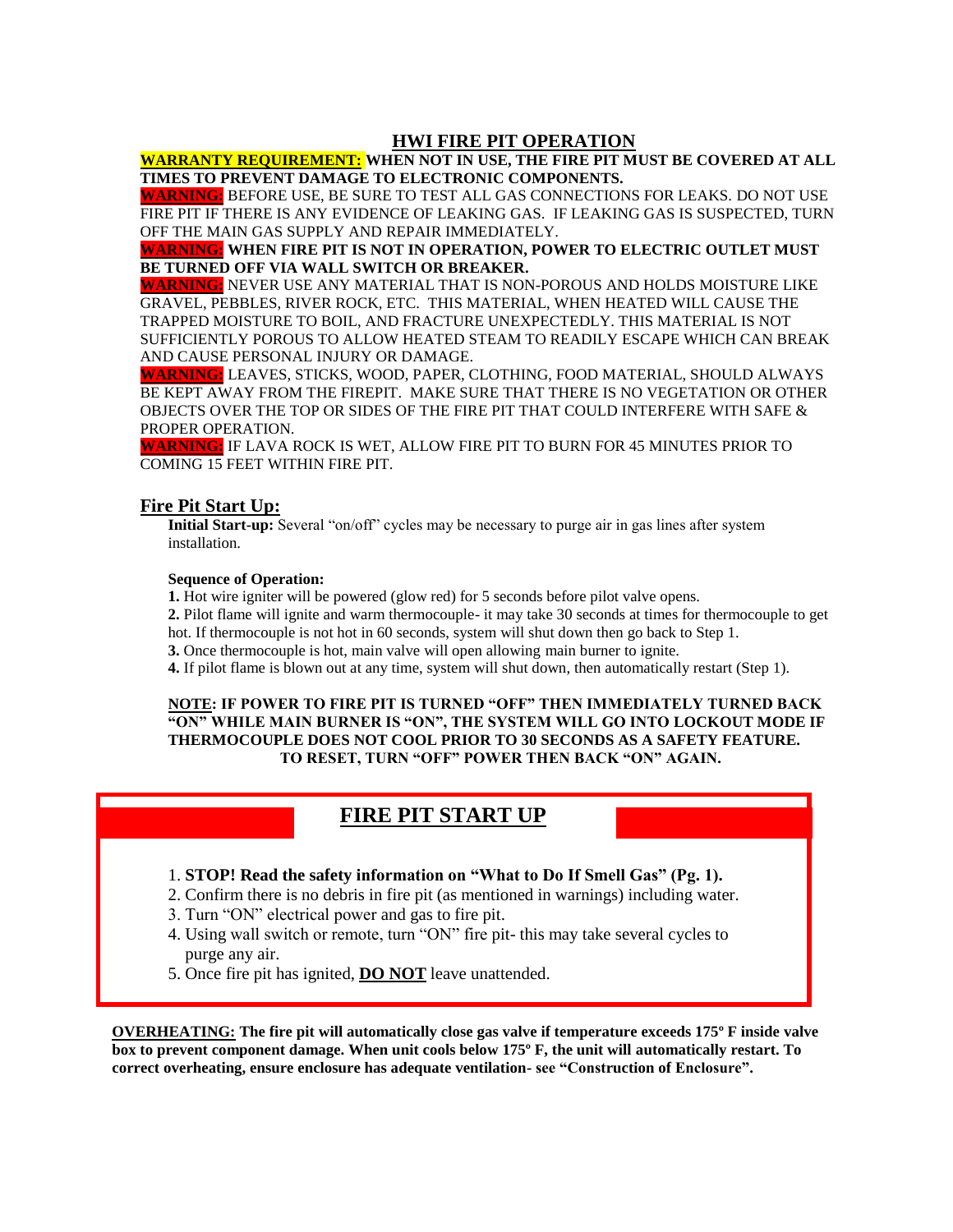# HWI FIRE PIT OPERATION

**WARRANTY REQUIREMENT: WHEN NOT IN USE, THE FIRE PIT MUST BE COVERED AT ALL TIMES TO PREVENT DAMAGE TO ELECTRONIC COMPONENTS.**

**WARNING:** BEFORE USE, BE SURE TO TEST ALL GAS CONNECTIONS FOR LEAKS. DO NOT USE FIRE PIT IF THERE IS ANY EVIDENCE OF LEAKING GAS. IF LEAKING GAS IS SUSPECTED, TURN OFF THE MAIN GAS SUPPLY AND REPAIR IMMEDIATELY.

**WARNING: WHEN FIRE PIT IS NOT IN OPERATION, POWER TO ELECTRIC OUTLET MUST BE TURNED OFF VIA WALL SWITCH OR BREAKER.**

**WARNING:** NEVER USE ANY MATERIAL THAT IS NON-POROUS AND HOLDS MOISTURE LIKE GRAVEL, PEBBLES, RIVER ROCK, ETC. THIS MATERIAL, WHEN HEATED WILL CAUSE THE TRAPPED MOISTURE TO BOIL, AND FRACTURE UNEXPECTEDLY. THIS MATERIAL IS NOT SUFFICIENTLY POROUS TO ALLOW HEATED STEAM TO READILY ESCAPE WHICH CAN BREAK AND CAUSE PERSONAL INJURY OR DAMAGE.

**WARNING:** LEAVES, STICKS, WOOD, PAPER, CLOTHING, FOOD MATERIAL, SHOULD ALWAYS BE KEPT AWAY FROM THE FIREPIT. MAKE SURE THAT THERE IS NO VEGETATION OR OTHER OBJECTS OVER THE TOP OR SIDES OF THE FIRE PIT THAT COULD INTERFERE WITH SAFE & PROPER OPERATION.

**WARNING:** IF LAVA ROCK IS WET, ALLOW FIRE PIT TO BURN FOR 45 MINUTES PRIOR TO COMING 15 FEET WITHIN FIRE PIT.

## Fire Pit Start Up:

**Initial Start-up:** Several "on/off" cycles may be necessary to purge air in gas lines after system installation.

**Sequence of Operation:**

**1.** Hot wire igniter will be powered (glow red) for 5 seconds before pilot valve opens.

**2.** Pilot flame will ignite and warm thermocouple- it may take 30 seconds at times for thermocouple to get hot. If thermocouple is not hot in 60 seconds, system will shut down then go back to Step 1.

**3.** Once thermocouple is hot, main valve will open allowing main burner to ignite.

**4.** If pilot flame is blown out at any time, system will shut down, then automatically restart (Step 1).

**NOTE: IF POWER TO FIRE PIT IS TURNED "OFF" THEN IMMEDIATELY TURNED BACK "ON" WHILE MAIN BURNER IS "ON", THE SYSTEM WILL GO INTO LOCKOUT MODE IF THERMOCOUPLE DOES NOT COOL PRIOR TO 30 SECONDS AS A SAFETY FEATURE. TO RESET, TURN "OFF" POWER THEN BACK "ON" AGAIN.**

## FIRE PIT START UP

1. **STOP! Read the safety information on "What to Do If Smell Gas" (Pg. 1).**
2. Confirm there is no debris in fire pit (as mentioned in warnings) including water.
3. Turn "ON" electrical power and gas to fire pit.
4. Using wall switch or remote, turn "ON" fire pit- this may take several cycles to purge any air.
5. Once fire pit has ignited, **DO NOT** leave unattended.

**OVERHEATING: The fire pit will automatically close gas valve if temperature exceeds 175º F inside valve box to prevent component damage. When unit cools below 175º F, the unit will automatically restart. To correct overheating, ensure enclosure has adequate ventilation- see "Construction of Enclosure".**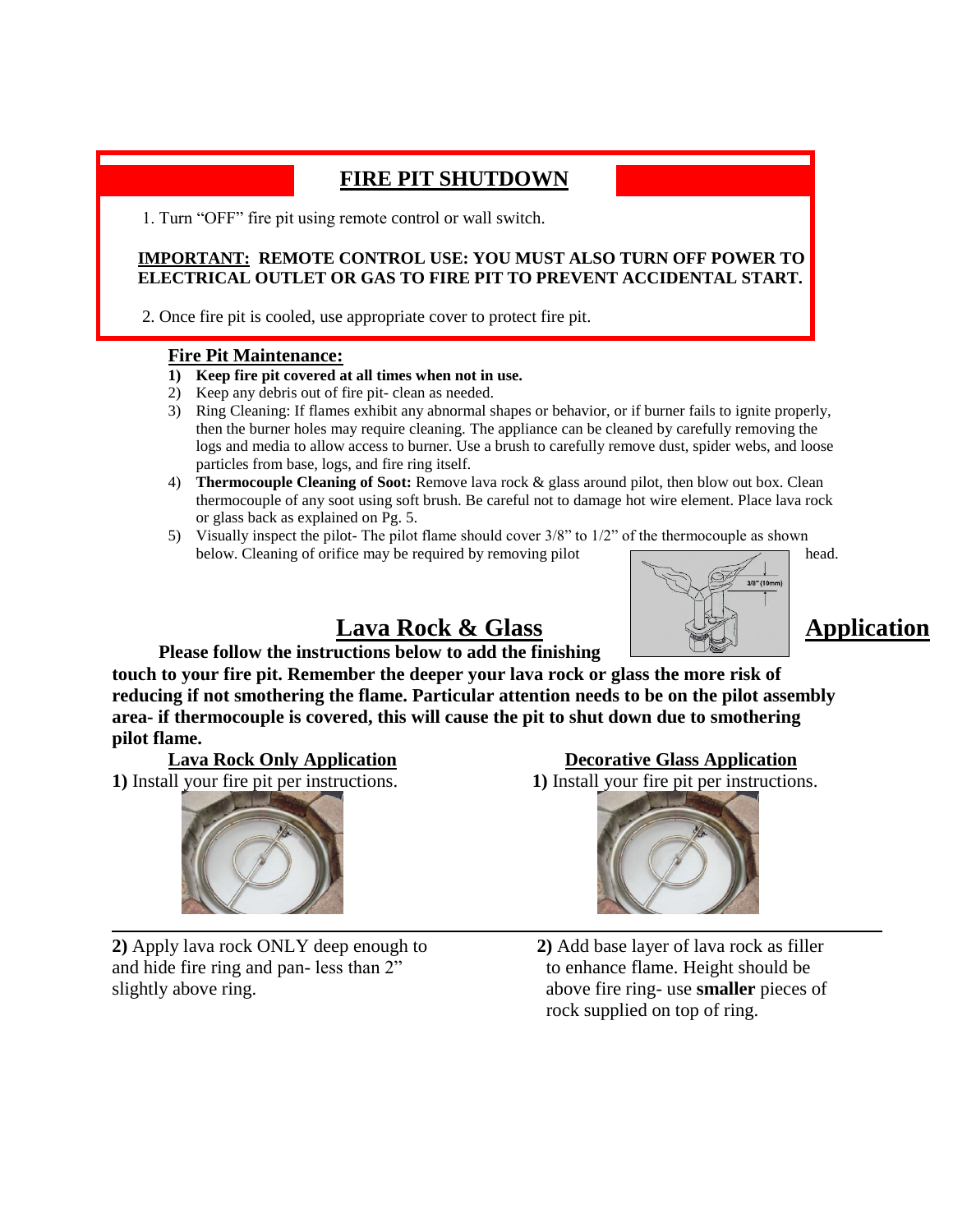## FIRE PIT SHUTDOWN

1. Turn "OFF" fire pit using remote control or wall switch.

**IMPORTANT: REMOTE CONTROL USE: YOU MUST ALSO TURN OFF POWER TO ELECTRICAL OUTLET OR GAS TO FIRE PIT TO PREVENT ACCIDENTAL START.**

2. Once fire pit is cooled, use appropriate cover to protect fire pit.

### Fire Pit Maintenance:

1) **Keep fire pit covered at all times when not in use.**
2) Keep any debris out of fire pit- clean as needed.
3) Ring Cleaning: If flames exhibit any abnormal shapes or behavior, or if burner fails to ignite properly, then the burner holes may require cleaning. The appliance can be cleaned by carefully removing the logs and media to allow access to burner. Use a brush to carefully remove dust, spider webs, and loose particles from base, logs, and fire ring itself.
4) **Thermocouple Cleaning of Soot:** Remove lava rock & glass around pilot, then blow out box. Clean thermocouple of any soot using soft brush. Be careful not to damage hot wire element. Place lava rock or glass back as explained on Pg. 5.
5) Visually inspect the pilot- The pilot flame should cover 3/8" to 1/2" of the thermocouple as shown below. Cleaning of orifice may be required by removing pilot head.

3/8" (10mm)

## Lava Rock & Glass Application

**Please follow the instructions below to add the finishing touch to your fire pit. Remember the deeper your lava rock or glass the more risk of reducing if not smothering the flame. Particular attention needs to be on the pilot assembly area- if thermocouple is covered, this will cause the pit to shut down due to smothering pilot flame.**

### Lava Rock Only Application

**1)** Install your fire pit per instructions.

**2)** Apply lava rock ONLY deep enough to and hide fire ring and pan- less than 2" slightly above ring.

### Decorative Glass Application

**1)** Install your fire pit per instructions.

**2)** Add base layer of lava rock as filler to enhance flame. Height should be above fire ring- use **smaller** pieces of rock supplied on top of ring.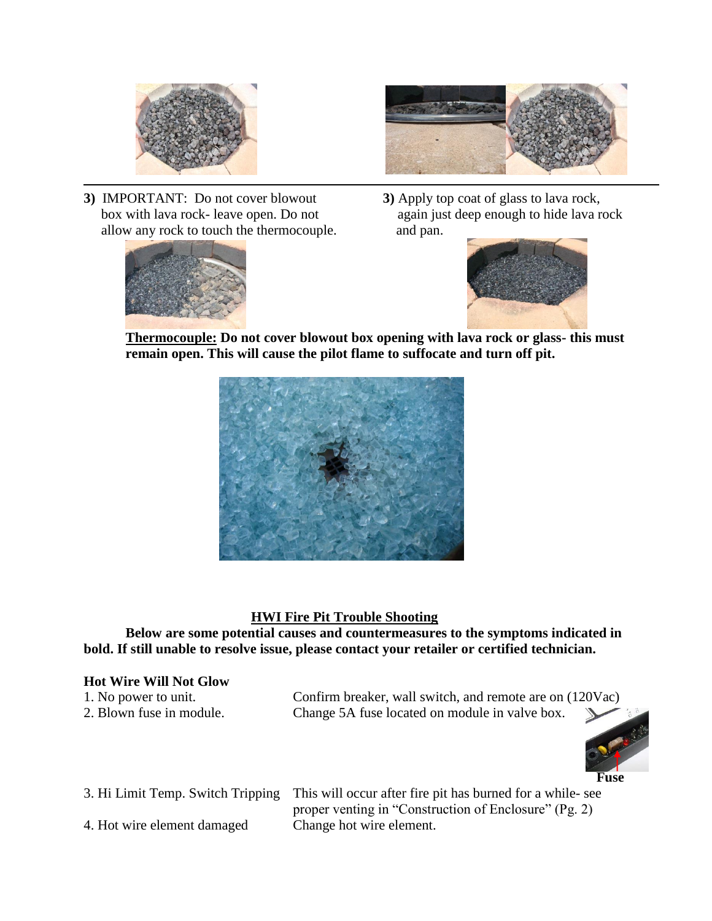**3)** IMPORTANT: Do not cover blowout box with lava rock- leave open. Do not allow any rock to touch the thermocouple.

**3)** Apply top coat of glass to lava rock, again just deep enough to hide lava rock and pan.

**<u>Thermocouple:</u> Do not cover blowout box opening with lava rock or glass- this must remain open. This will cause the pilot flame to suffocate and turn off pit.**

## <u>HWI Fire Pit Trouble Shooting</u>

**Below are some potential causes and countermeasures to the symptoms indicated in bold. If still unable to resolve issue, please contact your retailer or certified technician.**

**Hot Wire Will Not Glow**

| | |
|---|---|
| 1. No power to unit. | Confirm breaker, wall switch, and remote are on (120Vac) |
| 2. Blown fuse in module. | Change 5A fuse located on module in valve box. |
| 3. Hi Limit Temp. Switch Tripping | This will occur after fire pit has burned for a while- see proper venting in "Construction of Enclosure" (Pg. 2) |
| 4. Hot wire element damaged | Change hot wire element. |

**Fuse**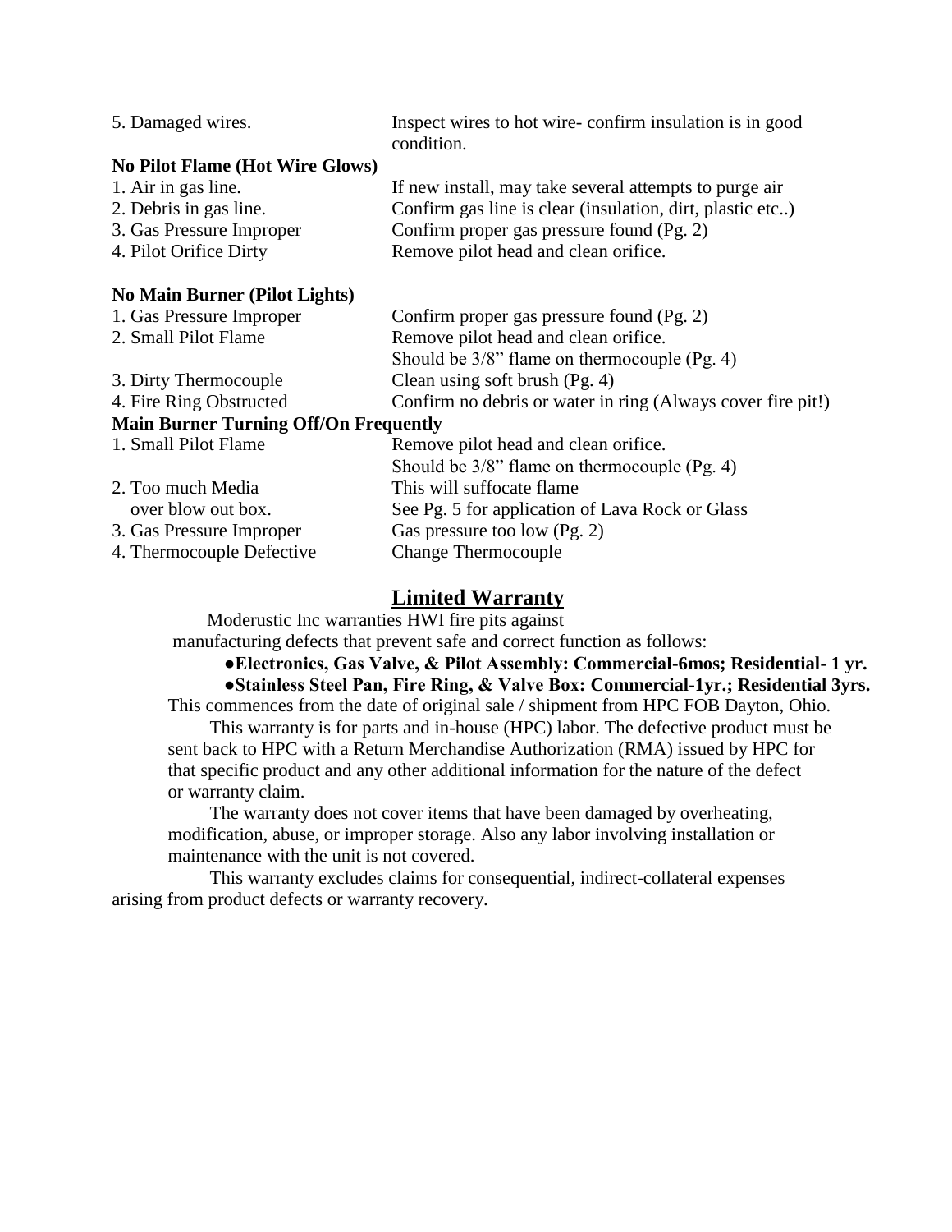| | |
|---|---|
| 5. Damaged wires. | Inspect wires to hot wire- confirm insulation is in good condition. |

**No Pilot Flame (Hot Wire Glows)**

| | |
|---|---|
| 1. Air in gas line. | If new install, may take several attempts to purge air |
| 2. Debris in gas line. | Confirm gas line is clear (insulation, dirt, plastic etc..) |
| 3. Gas Pressure Improper | Confirm proper gas pressure found (Pg. 2) |
| 4. Pilot Orifice Dirty | Remove pilot head and clean orifice. |

**No Main Burner (Pilot Lights)**

| | |
|---|---|
| 1. Gas Pressure Improper | Confirm proper gas pressure found (Pg. 2) |
| 2. Small Pilot Flame | Remove pilot head and clean orifice. Should be 3/8" flame on thermocouple (Pg. 4) |
| 3. Dirty Thermocouple | Clean using soft brush (Pg. 4) |
| 4. Fire Ring Obstructed | Confirm no debris or water in ring (Always cover fire pit!) |

**Main Burner Turning Off/On Frequently**

| | |
|---|---|
| 1. Small Pilot Flame | Remove pilot head and clean orifice. Should be 3/8" flame on thermocouple (Pg. 4) |
| 2. Too much Media over blow out box. | This will suffocate flame. See Pg. 5 for application of Lava Rock or Glass |
| 3. Gas Pressure Improper | Gas pressure too low (Pg. 2) |
| 4. Thermocouple Defective | Change Thermocouple |

## Limited Warranty

Moderustic Inc warranties HWI fire pits against manufacturing defects that prevent safe and correct function as follows:

- **Electronics, Gas Valve, & Pilot Assembly: Commercial-6mos; Residential- 1 yr.**
- **Stainless Steel Pan, Fire Ring, & Valve Box: Commercial-1yr.; Residential 3yrs.**

This commences from the date of original sale / shipment from HPC FOB Dayton, Ohio.

This warranty is for parts and in-house (HPC) labor. The defective product must be sent back to HPC with a Return Merchandise Authorization (RMA) issued by HPC for that specific product and any other additional information for the nature of the defect or warranty claim.

The warranty does not cover items that have been damaged by overheating, modification, abuse, or improper storage. Also any labor involving installation or maintenance with the unit is not covered.

This warranty excludes claims for consequential, indirect-collateral expenses arising from product defects or warranty recovery.